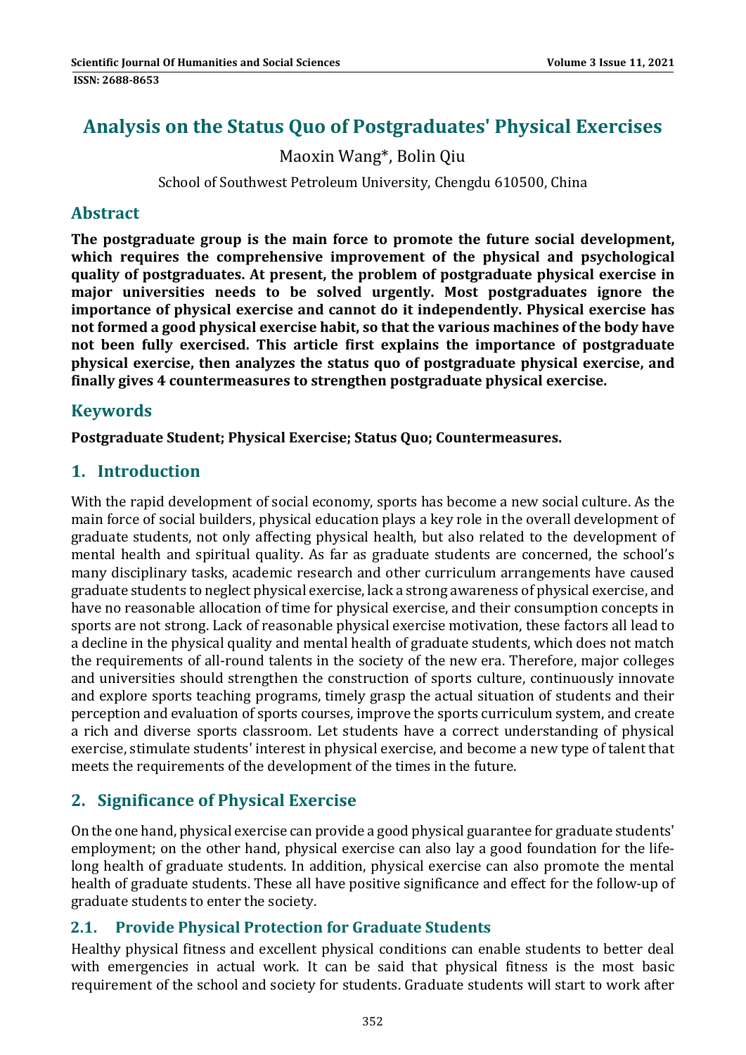# Analysis on the Status Quo of Postgraduates' Physical Exercises

Maoxin Wang*, Bolin Qiu

School of Southwest Petroleum University, Chengdu 610500, China

## Abstract

**The postgraduate group is the main force to promote the future social development, which requires the comprehensive improvement of the physical and psychological quality of postgraduates. At present, the problem of postgraduate physical exercise in major universities needs to be solved urgently. Most postgraduates ignore the importance of physical exercise and cannot do it independently. Physical exercise has not formed a good physical exercise habit, so that the various machines of the body have not been fully exercised. This article first explains the importance of postgraduate physical exercise, then analyzes the status quo of postgraduate physical exercise, and finally gives 4 countermeasures to strengthen postgraduate physical exercise.**

## Keywords

**Postgraduate Student; Physical Exercise; Status Quo; Countermeasures.**

## 1. Introduction

With the rapid development of social economy, sports has become a new social culture. As the main force of social builders, physical education plays a key role in the overall development of graduate students, not only affecting physical health, but also related to the development of mental health and spiritual quality. As far as graduate students are concerned, the school's many disciplinary tasks, academic research and other curriculum arrangements have caused graduate students to neglect physical exercise, lack a strong awareness of physical exercise, and have no reasonable allocation of time for physical exercise, and their consumption concepts in sports are not strong. Lack of reasonable physical exercise motivation, these factors all lead to a decline in the physical quality and mental health of graduate students, which does not match the requirements of all-round talents in the society of the new era. Therefore, major colleges and universities should strengthen the construction of sports culture, continuously innovate and explore sports teaching programs, timely grasp the actual situation of students and their perception and evaluation of sports courses, improve the sports curriculum system, and create a rich and diverse sports classroom. Let students have a correct understanding of physical exercise, stimulate students' interest in physical exercise, and become a new type of talent that meets the requirements of the development of the times in the future.

## 2. Significance of Physical Exercise

On the one hand, physical exercise can provide a good physical guarantee for graduate students' employment; on the other hand, physical exercise can also lay a good foundation for the life-long health of graduate students. In addition, physical exercise can also promote the mental health of graduate students. These all have positive significance and effect for the follow-up of graduate students to enter the society.

### 2.1. Provide Physical Protection for Graduate Students

Healthy physical fitness and excellent physical conditions can enable students to better deal with emergencies in actual work. It can be said that physical fitness is the most basic requirement of the school and society for students. Graduate students will start to work after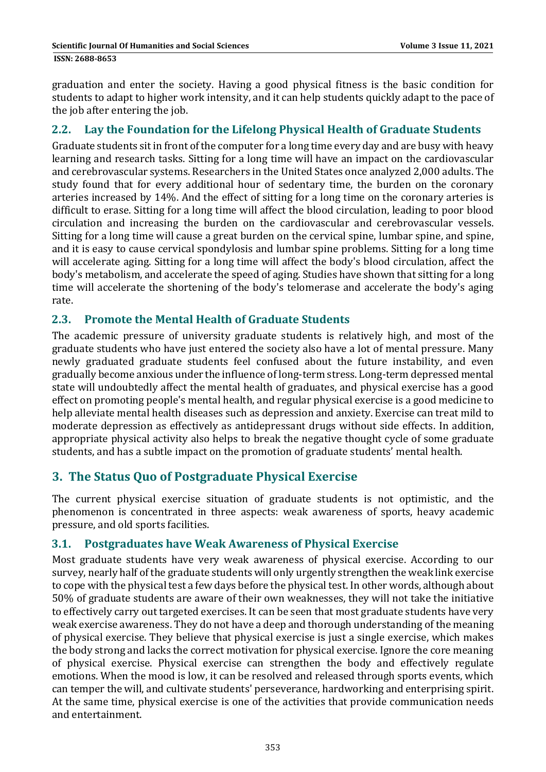graduation and enter the society. Having a good physical fitness is the basic condition for students to adapt to higher work intensity, and it can help students quickly adapt to the pace of the job after entering the job.

## 2.2. Lay the Foundation for the Lifelong Physical Health of Graduate Students

Graduate students sit in front of the computer for a long time every day and are busy with heavy learning and research tasks. Sitting for a long time will have an impact on the cardiovascular and cerebrovascular systems. Researchers in the United States once analyzed 2,000 adults. The study found that for every additional hour of sedentary time, the burden on the coronary arteries increased by 14%. And the effect of sitting for a long time on the coronary arteries is difficult to erase. Sitting for a long time will affect the blood circulation, leading to poor blood circulation and increasing the burden on the cardiovascular and cerebrovascular vessels. Sitting for a long time will cause a great burden on the cervical spine, lumbar spine, and spine, and it is easy to cause cervical spondylosis and lumbar spine problems. Sitting for a long time will accelerate aging. Sitting for a long time will affect the body's blood circulation, affect the body's metabolism, and accelerate the speed of aging. Studies have shown that sitting for a long time will accelerate the shortening of the body's telomerase and accelerate the body's aging rate.

## 2.3. Promote the Mental Health of Graduate Students

The academic pressure of university graduate students is relatively high, and most of the graduate students who have just entered the society also have a lot of mental pressure. Many newly graduated graduate students feel confused about the future instability, and even gradually become anxious under the influence of long-term stress. Long-term depressed mental state will undoubtedly affect the mental health of graduates, and physical exercise has a good effect on promoting people's mental health, and regular physical exercise is a good medicine to help alleviate mental health diseases such as depression and anxiety. Exercise can treat mild to moderate depression as effectively as antidepressant drugs without side effects. In addition, appropriate physical activity also helps to break the negative thought cycle of some graduate students, and has a subtle impact on the promotion of graduate students' mental health.

# 3. The Status Quo of Postgraduate Physical Exercise

The current physical exercise situation of graduate students is not optimistic, and the phenomenon is concentrated in three aspects: weak awareness of sports, heavy academic pressure, and old sports facilities.

## 3.1. Postgraduates have Weak Awareness of Physical Exercise

Most graduate students have very weak awareness of physical exercise. According to our survey, nearly half of the graduate students will only urgently strengthen the weak link exercise to cope with the physical test a few days before the physical test. In other words, although about 50% of graduate students are aware of their own weaknesses, they will not take the initiative to effectively carry out targeted exercises. It can be seen that most graduate students have very weak exercise awareness. They do not have a deep and thorough understanding of the meaning of physical exercise. They believe that physical exercise is just a single exercise, which makes the body strong and lacks the correct motivation for physical exercise. Ignore the core meaning of physical exercise. Physical exercise can strengthen the body and effectively regulate emotions. When the mood is low, it can be resolved and released through sports events, which can temper the will, and cultivate students' perseverance, hardworking and enterprising spirit. At the same time, physical exercise is one of the activities that provide communication needs and entertainment.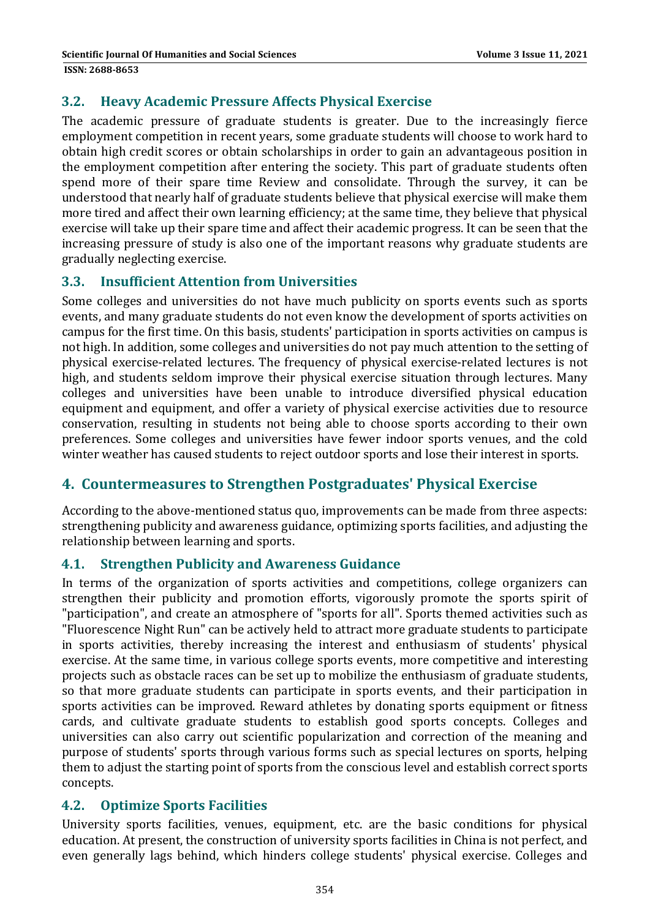### 3.2. Heavy Academic Pressure Affects Physical Exercise

The academic pressure of graduate students is greater. Due to the increasingly fierce employment competition in recent years, some graduate students will choose to work hard to obtain high credit scores or obtain scholarships in order to gain an advantageous position in the employment competition after entering the society. This part of graduate students often spend more of their spare time Review and consolidate. Through the survey, it can be understood that nearly half of graduate students believe that physical exercise will make them more tired and affect their own learning efficiency; at the same time, they believe that physical exercise will take up their spare time and affect their academic progress. It can be seen that the increasing pressure of study is also one of the important reasons why graduate students are gradually neglecting exercise.

### 3.3. Insufficient Attention from Universities

Some colleges and universities do not have much publicity on sports events such as sports events, and many graduate students do not even know the development of sports activities on campus for the first time. On this basis, students' participation in sports activities on campus is not high. In addition, some colleges and universities do not pay much attention to the setting of physical exercise-related lectures. The frequency of physical exercise-related lectures is not high, and students seldom improve their physical exercise situation through lectures. Many colleges and universities have been unable to introduce diversified physical education equipment and equipment, and offer a variety of physical exercise activities due to resource conservation, resulting in students not being able to choose sports according to their own preferences. Some colleges and universities have fewer indoor sports venues, and the cold winter weather has caused students to reject outdoor sports and lose their interest in sports.

## 4. Countermeasures to Strengthen Postgraduates' Physical Exercise

According to the above-mentioned status quo, improvements can be made from three aspects: strengthening publicity and awareness guidance, optimizing sports facilities, and adjusting the relationship between learning and sports.

### 4.1. Strengthen Publicity and Awareness Guidance

In terms of the organization of sports activities and competitions, college organizers can strengthen their publicity and promotion efforts, vigorously promote the sports spirit of "participation", and create an atmosphere of "sports for all". Sports themed activities such as "Fluorescence Night Run" can be actively held to attract more graduate students to participate in sports activities, thereby increasing the interest and enthusiasm of students' physical exercise. At the same time, in various college sports events, more competitive and interesting projects such as obstacle races can be set up to mobilize the enthusiasm of graduate students, so that more graduate students can participate in sports events, and their participation in sports activities can be improved. Reward athletes by donating sports equipment or fitness cards, and cultivate graduate students to establish good sports concepts. Colleges and universities can also carry out scientific popularization and correction of the meaning and purpose of students' sports through various forms such as special lectures on sports, helping them to adjust the starting point of sports from the conscious level and establish correct sports concepts.

### 4.2. Optimize Sports Facilities

University sports facilities, venues, equipment, etc. are the basic conditions for physical education. At present, the construction of university sports facilities in China is not perfect, and even generally lags behind, which hinders college students' physical exercise. Colleges and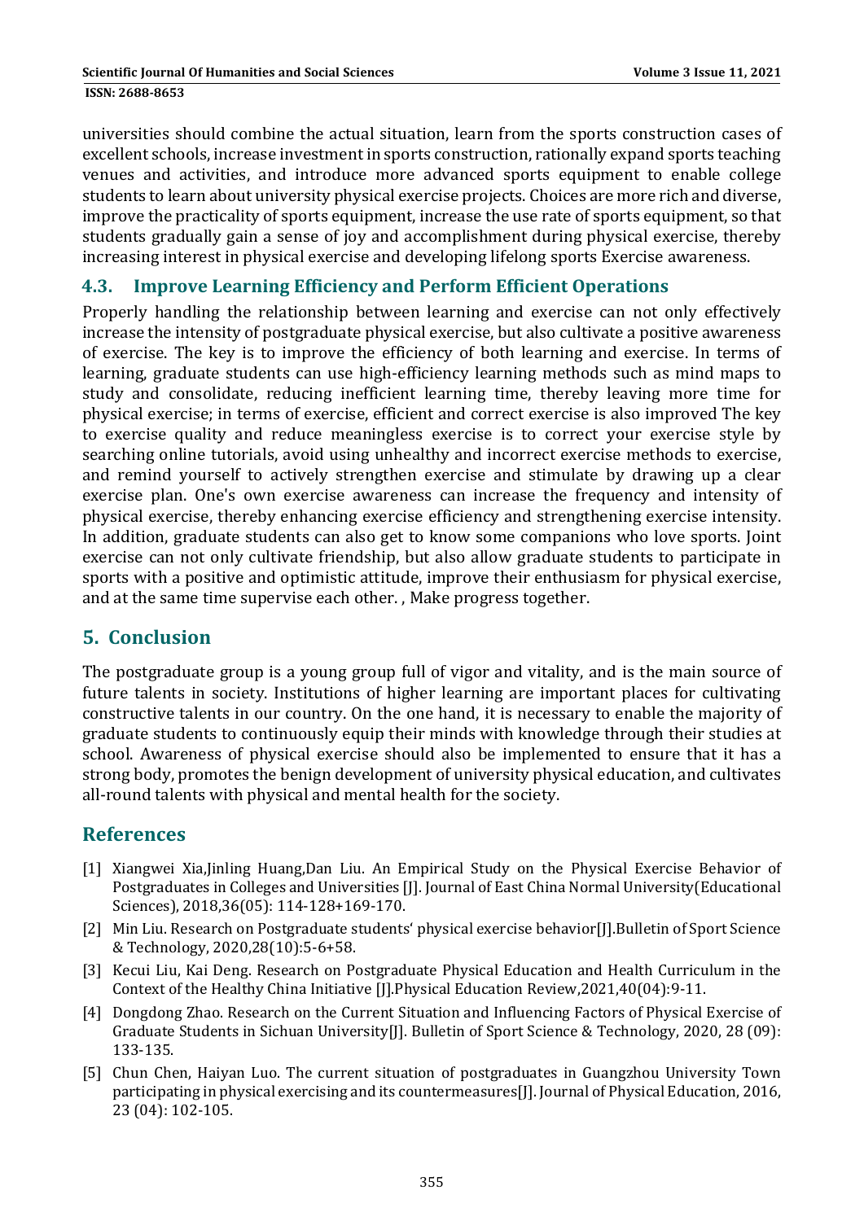universities should combine the actual situation, learn from the sports construction cases of excellent schools, increase investment in sports construction, rationally expand sports teaching venues and activities, and introduce more advanced sports equipment to enable college students to learn about university physical exercise projects. Choices are more rich and diverse, improve the practicality of sports equipment, increase the use rate of sports equipment, so that students gradually gain a sense of joy and accomplishment during physical exercise, thereby increasing interest in physical exercise and developing lifelong sports Exercise awareness.

### 4.3. Improve Learning Efficiency and Perform Efficient Operations

Properly handling the relationship between learning and exercise can not only effectively increase the intensity of postgraduate physical exercise, but also cultivate a positive awareness of exercise. The key is to improve the efficiency of both learning and exercise. In terms of learning, graduate students can use high-efficiency learning methods such as mind maps to study and consolidate, reducing inefficient learning time, thereby leaving more time for physical exercise; in terms of exercise, efficient and correct exercise is also improved The key to exercise quality and reduce meaningless exercise is to correct your exercise style by searching online tutorials, avoid using unhealthy and incorrect exercise methods to exercise, and remind yourself to actively strengthen exercise and stimulate by drawing up a clear exercise plan. One's own exercise awareness can increase the frequency and intensity of physical exercise, thereby enhancing exercise efficiency and strengthening exercise intensity. In addition, graduate students can also get to know some companions who love sports. Joint exercise can not only cultivate friendship, but also allow graduate students to participate in sports with a positive and optimistic attitude, improve their enthusiasm for physical exercise, and at the same time supervise each other. , Make progress together.

## 5. Conclusion

The postgraduate group is a young group full of vigor and vitality, and is the main source of future talents in society. Institutions of higher learning are important places for cultivating constructive talents in our country. On the one hand, it is necessary to enable the majority of graduate students to continuously equip their minds with knowledge through their studies at school. Awareness of physical exercise should also be implemented to ensure that it has a strong body, promotes the benign development of university physical education, and cultivates all-round talents with physical and mental health for the society.

## References

[1] Xiangwei Xia,Jinling Huang,Dan Liu. An Empirical Study on the Physical Exercise Behavior of Postgraduates in Colleges and Universities [J]. Journal of East China Normal University(Educational Sciences), 2018,36(05): 114-128+169-170.

[2] Min Liu. Research on Postgraduate students' physical exercise behavior[J].Bulletin of Sport Science & Technology, 2020,28(10):5-6+58.

[3] Kecui Liu, Kai Deng. Research on Postgraduate Physical Education and Health Curriculum in the Context of the Healthy China Initiative [J].Physical Education Review,2021,40(04):9-11.

[4] Dongdong Zhao. Research on the Current Situation and Influencing Factors of Physical Exercise of Graduate Students in Sichuan University[J]. Bulletin of Sport Science & Technology, 2020, 28 (09): 133-135.

[5] Chun Chen, Haiyan Luo. The current situation of postgraduates in Guangzhou University Town participating in physical exercising and its countermeasures[J]. Journal of Physical Education, 2016, 23 (04): 102-105.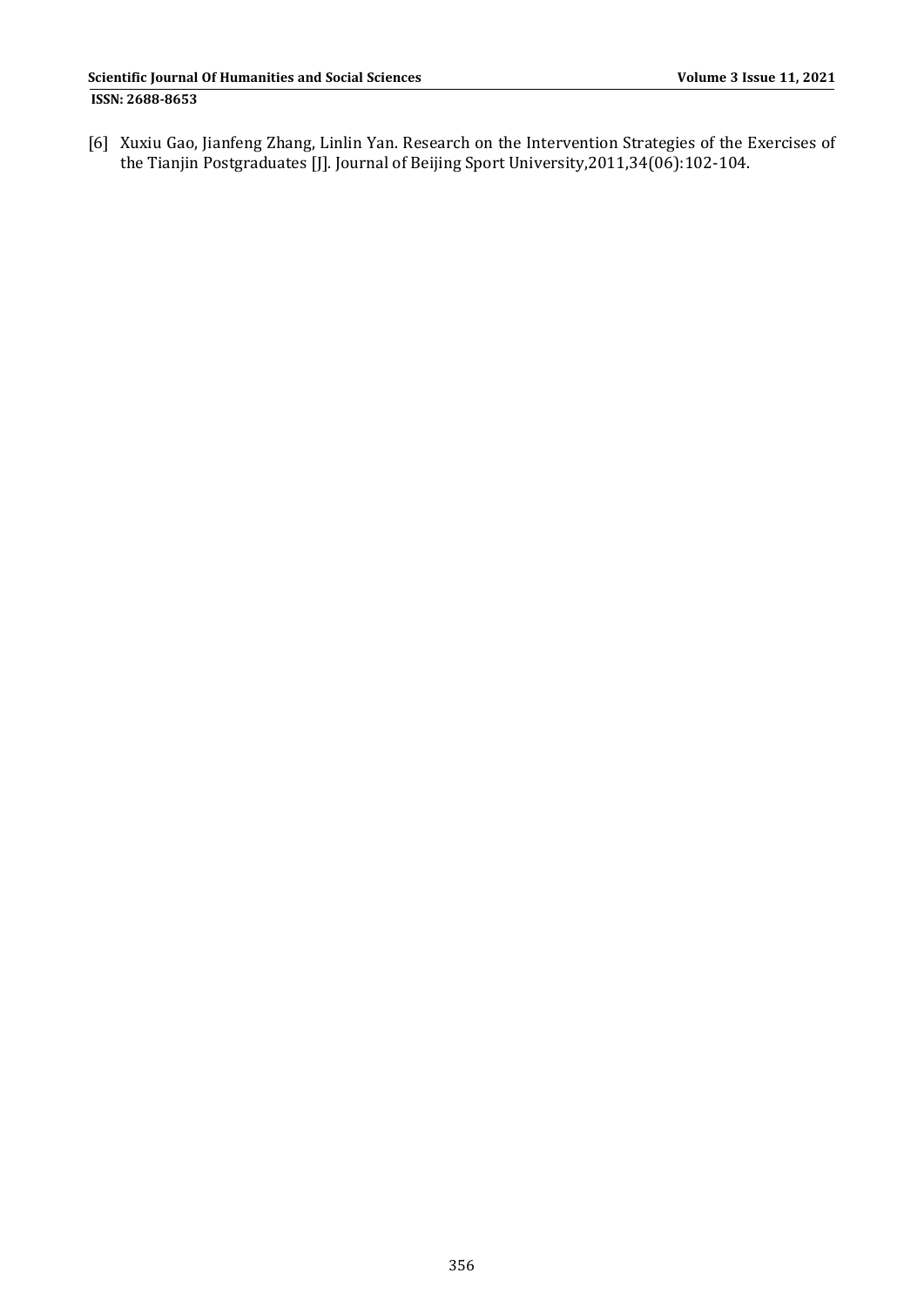[6] Xuxiu Gao, Jianfeng Zhang, Linlin Yan. Research on the Intervention Strategies of the Exercises of the Tianjin Postgraduates [J]. Journal of Beijing Sport University,2011,34(06):102-104.